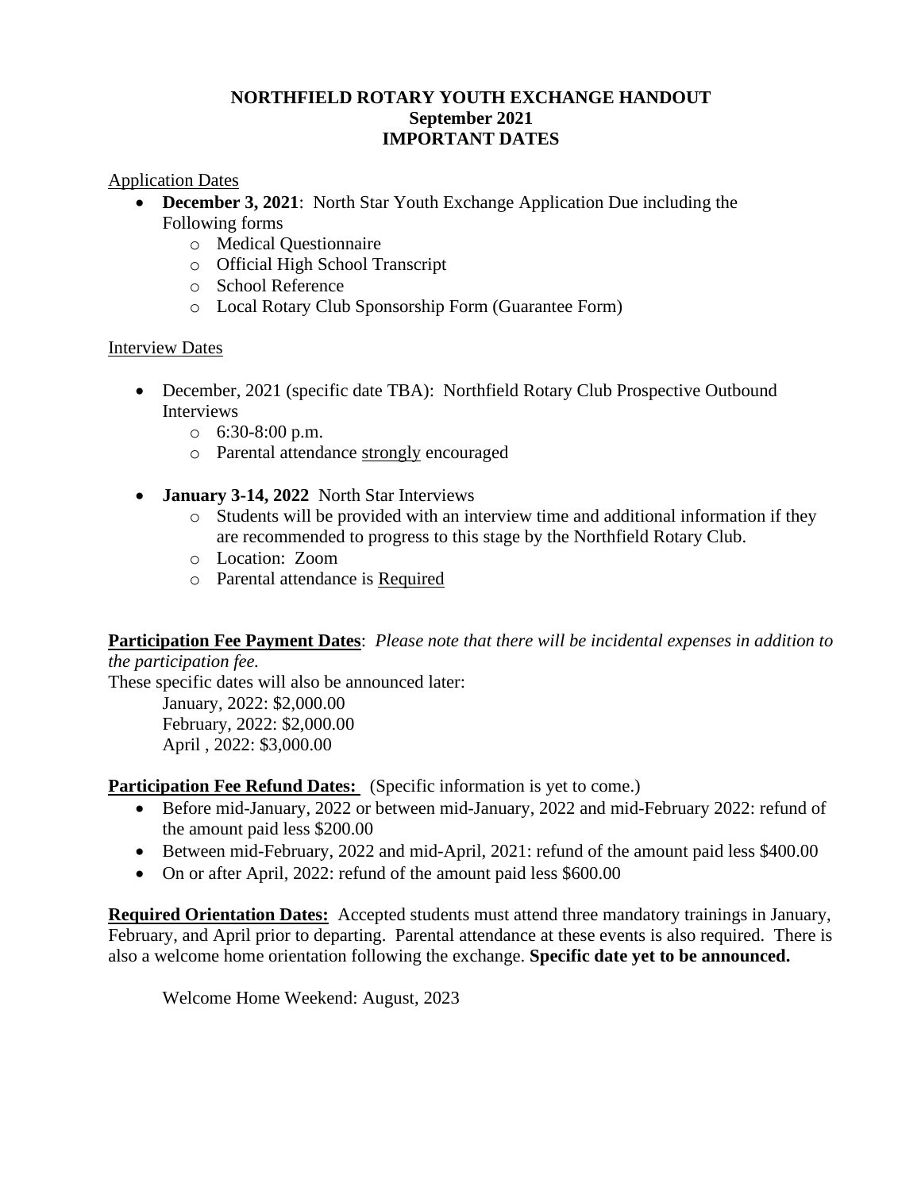# NORTHFIELD ROTARY YOUTH EXCHANGE HANDOUT
## September 2021
## IMPORTANT DATES

Application Dates

- **December 3, 2021**: North Star Youth Exchange Application Due including the Following forms
  - Medical Questionnaire
  - Official High School Transcript
  - School Reference
  - Local Rotary Club Sponsorship Form (Guarantee Form)

Interview Dates

- December, 2021 (specific date TBA): Northfield Rotary Club Prospective Outbound Interviews
  - 6:30-8:00 p.m.
  - Parental attendance strongly encouraged

- **January 3-14, 2022** North Star Interviews
  - Students will be provided with an interview time and additional information if they are recommended to progress to this stage by the Northfield Rotary Club.
  - Location: Zoom
  - Parental attendance is Required

**Participation Fee Payment Dates**: *Please note that there will be incidental expenses in addition to the participation fee.*
These specific dates will also be announced later:

January, 2022: $2,000.00
February, 2022: $2,000.00
April , 2022: $3,000.00

**Participation Fee Refund Dates:** (Specific information is yet to come.)

- Before mid-January, 2022 or between mid-January, 2022 and mid-February 2022: refund of the amount paid less $200.00
- Between mid-February, 2022 and mid-April, 2021: refund of the amount paid less $400.00
- On or after April, 2022: refund of the amount paid less $600.00

**Required Orientation Dates:** Accepted students must attend three mandatory trainings in January, February, and April prior to departing. Parental attendance at these events is also required. There is also a welcome home orientation following the exchange. **Specific date yet to be announced.**

Welcome Home Weekend: August, 2023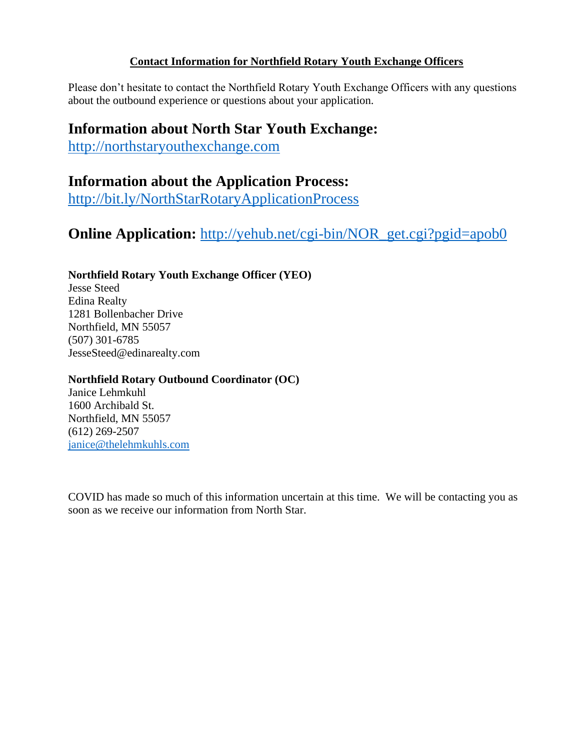**<u>Contact Information for Northfield Rotary Youth Exchange Officers</u>**

Please don't hesitate to contact the Northfield Rotary Youth Exchange Officers with any questions about the outbound experience or questions about your application.

## Information about North Star Youth Exchange:

http://northstaryouthexchange.com

## Information about the Application Process:

http://bit.ly/NorthStarRotaryApplicationProcess

## Online Application: http://yehub.net/cgi-bin/NOR_get.cgi?pgid=apob0

**Northfield Rotary Youth Exchange Officer (YEO)**
Jesse Steed
Edina Realty
1281 Bollenbacher Drive
Northfield, MN 55057
(507) 301-6785
JesseSteed@edinarealty.com

**Northfield Rotary Outbound Coordinator (OC)**
Janice Lehmkuhl
1600 Archibald St.
Northfield, MN 55057
(612) 269-2507
janice@thelehmkuhls.com

COVID has made so much of this information uncertain at this time. We will be contacting you as soon as we receive our information from North Star.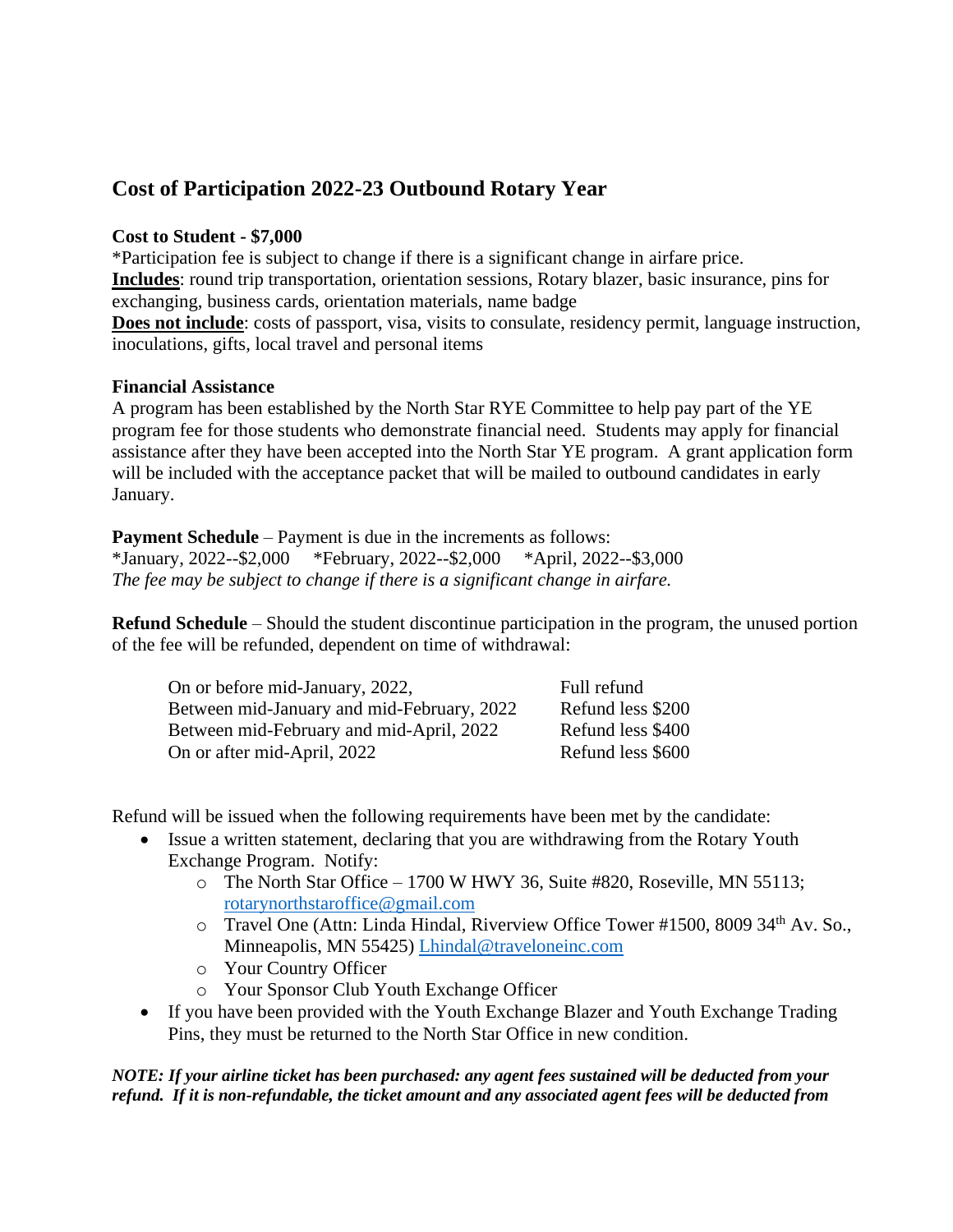## Cost of Participation 2022-23 Outbound Rotary Year

**Cost to Student - $7,000**
*Participation fee is subject to change if there is a significant change in airfare price.
**Includes**: round trip transportation, orientation sessions, Rotary blazer, basic insurance, pins for exchanging, business cards, orientation materials, name badge
**Does not include**: costs of passport, visa, visits to consulate, residency permit, language instruction, inoculations, gifts, local travel and personal items

**Financial Assistance**
A program has been established by the North Star RYE Committee to help pay part of the YE program fee for those students who demonstrate financial need. Students may apply for financial assistance after they have been accepted into the North Star YE program. A grant application form will be included with the acceptance packet that will be mailed to outbound candidates in early January.

**Payment Schedule** – Payment is due in the increments as follows:
*January, 2022--$2,000 *February, 2022--$2,000 *April, 2022--$3,000
*The fee may be subject to change if there is a significant change in airfare.*

**Refund Schedule** – Should the student discontinue participation in the program, the unused portion of the fee will be refunded, dependent on time of withdrawal:

| | |
|---|---|
| On or before mid-January, 2022, | Full refund |
| Between mid-January and mid-February, 2022 | Refund less $200 |
| Between mid-February and mid-April, 2022 | Refund less $400 |
| On or after mid-April, 2022 | Refund less $600 |

Refund will be issued when the following requirements have been met by the candidate:

- Issue a written statement, declaring that you are withdrawing from the Rotary Youth Exchange Program. Notify:
  - The North Star Office – 1700 W HWY 36, Suite #820, Roseville, MN 55113; rotarynorthstaroffice@gmail.com
  - Travel One (Attn: Linda Hindal, Riverview Office Tower #1500, 8009 34th Av. So., Minneapolis, MN 55425) Lhindal@traveloneinc.com
  - Your Country Officer
  - Your Sponsor Club Youth Exchange Officer
- If you have been provided with the Youth Exchange Blazer and Youth Exchange Trading Pins, they must be returned to the North Star Office in new condition.

***NOTE: If your airline ticket has been purchased: any agent fees sustained will be deducted from your refund. If it is non-refundable, the ticket amount and any associated agent fees will be deducted from***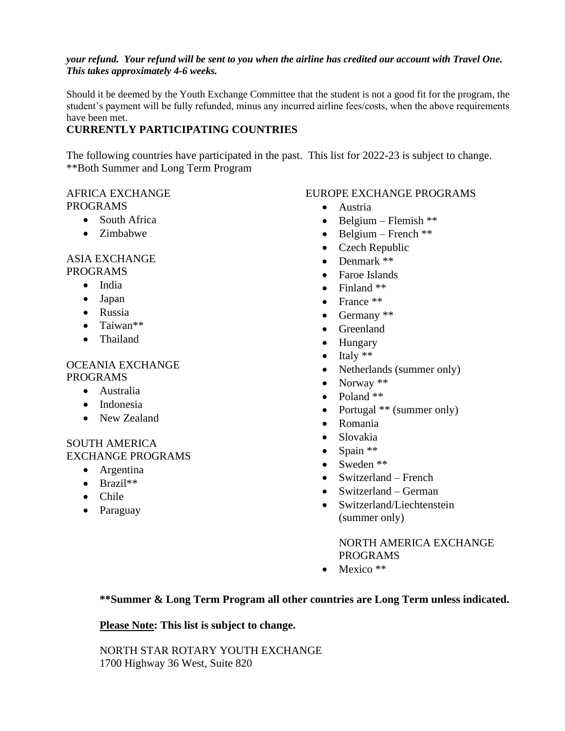***your refund. Your refund will be sent to you when the airline has credited our account with Travel One. This takes approximately 4-6 weeks.***

Should it be deemed by the Youth Exchange Committee that the student is not a good fit for the program, the student's payment will be fully refunded, minus any incurred airline fees/costs, when the above requirements have been met.

## CURRENTLY PARTICIPATING COUNTRIES

The following countries have participated in the past. This list for 2022-23 is subject to change.
**Both Summer and Long Term Program

AFRICA EXCHANGE PROGRAMS

- South Africa
- Zimbabwe

ASIA EXCHANGE PROGRAMS

- India
- Japan
- Russia
- Taiwan**
- Thailand

OCEANIA EXCHANGE PROGRAMS

- Australia
- Indonesia
- New Zealand

SOUTH AMERICA EXCHANGE PROGRAMS

- Argentina
- Brazil**
- Chile
- Paraguay

EUROPE EXCHANGE PROGRAMS

- Austria
- Belgium – Flemish **
- Belgium – French **
- Czech Republic
- Denmark **
- Faroe Islands
- Finland **
- France **
- Germany **
- Greenland
- Hungary
- Italy **
- Netherlands (summer only)
- Norway **
- Poland **
- Portugal ** (summer only)
- Romania
- Slovakia
- Spain **
- Sweden **
- Switzerland – French
- Switzerland – German
- Switzerland/Liechtenstein (summer only)

NORTH AMERICA EXCHANGE PROGRAMS

- Mexico **

****Summer & Long Term Program all other countries are Long Term unless indicated.**

**<u>Please Note</u>: This list is subject to change.**

NORTH STAR ROTARY YOUTH EXCHANGE
1700 Highway 36 West, Suite 820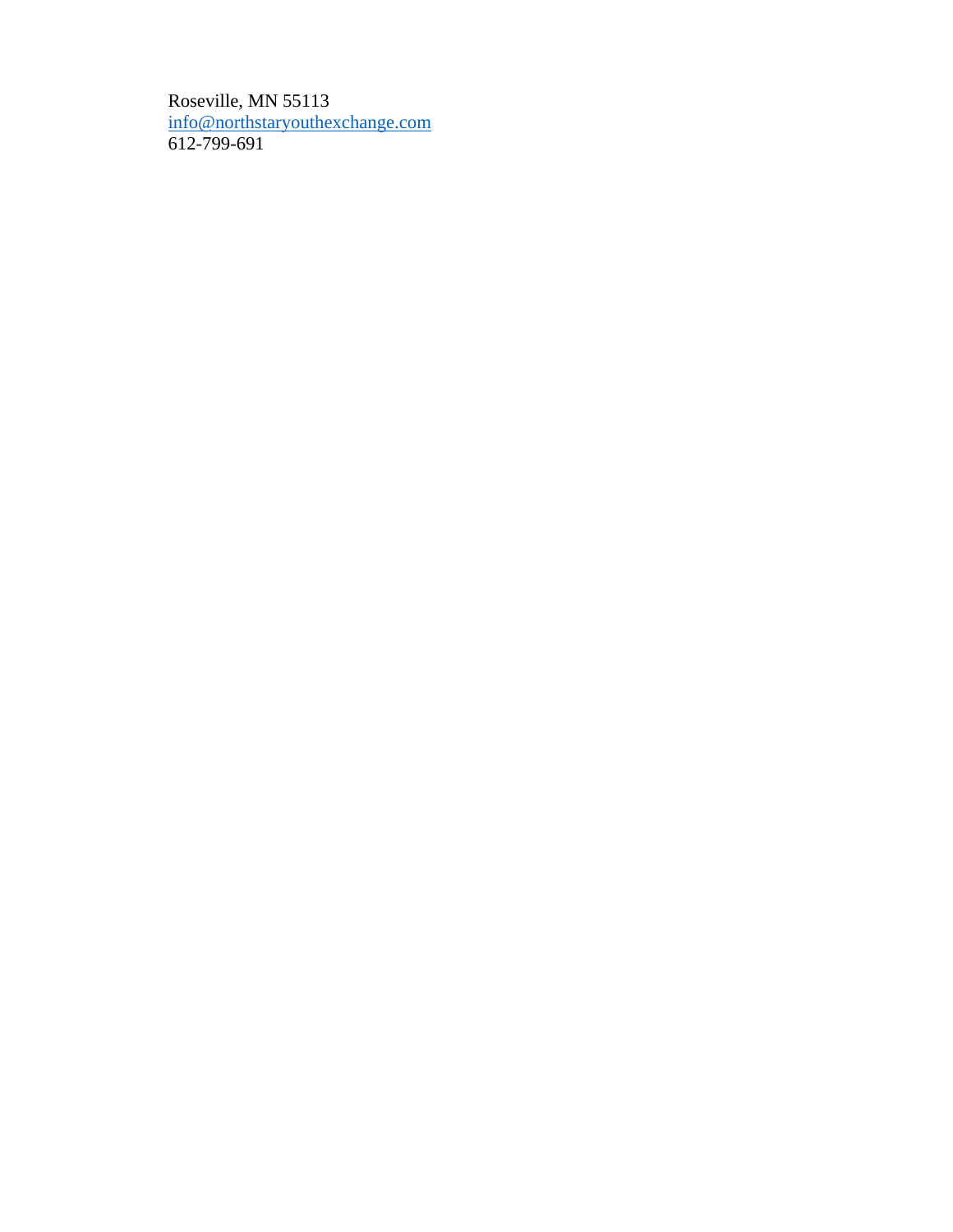Roseville, MN 55113
info@northstaryouthexchange.com
612-799-691